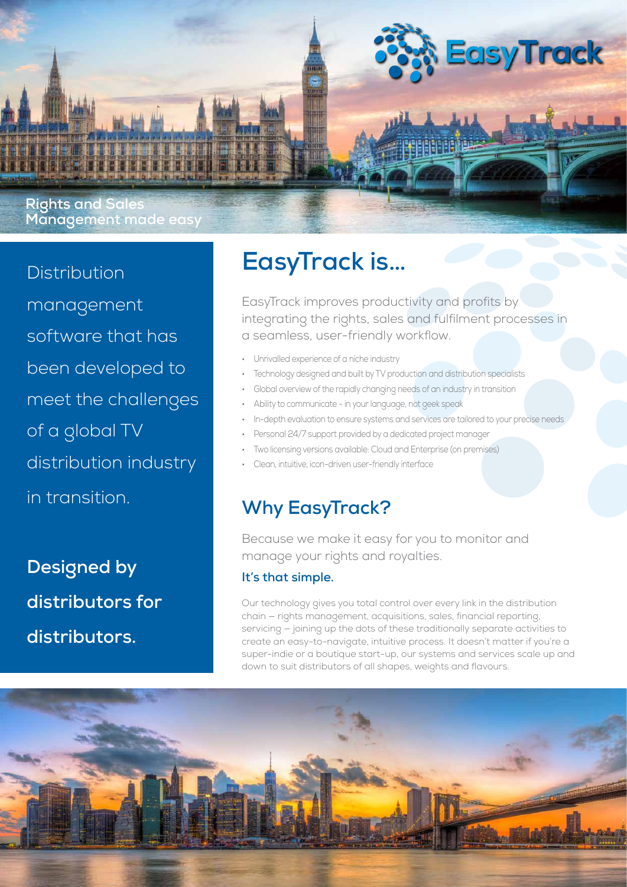EasyTrack

Rights and Sales Management made easy

Distribution management software that has been developed to meet the challenges of a global TV distribution industry in transition.

**Designed by distributors for distributors.**

# EasyTrack is...

EasyTrack improves productivity and profits by integrating the rights, sales and fulfilment processes in a seamless, user-friendly workflow.

- Unrivalled experience of a niche industry
- Technology designed and built by TV production and distribution specialists
- Global overview of the rapidly changing needs of an industry in transition
- Ability to communicate - in your language, not geek speak
- In-depth evaluation to ensure systems and services are tailored to your precise needs
- Personal 24/7 support provided by a dedicated project manager
- Two licensing versions available: Cloud and Enterprise (on premises)
- Clean, intuitive, icon-driven user-friendly interface

# Why EasyTrack?

Because we make it easy for you to monitor and manage your rights and royalties.

**It's that simple.**

Our technology gives you total control over every link in the distribution chain – rights management, acquisitions, sales, financial reporting, servicing – joining up the dots of these traditionally separate activities to create an easy-to-navigate, intuitive process. It doesn't matter if you're a super-indie or a boutique start-up, our systems and services scale up and down to suit distributors of all shapes, weights and flavours.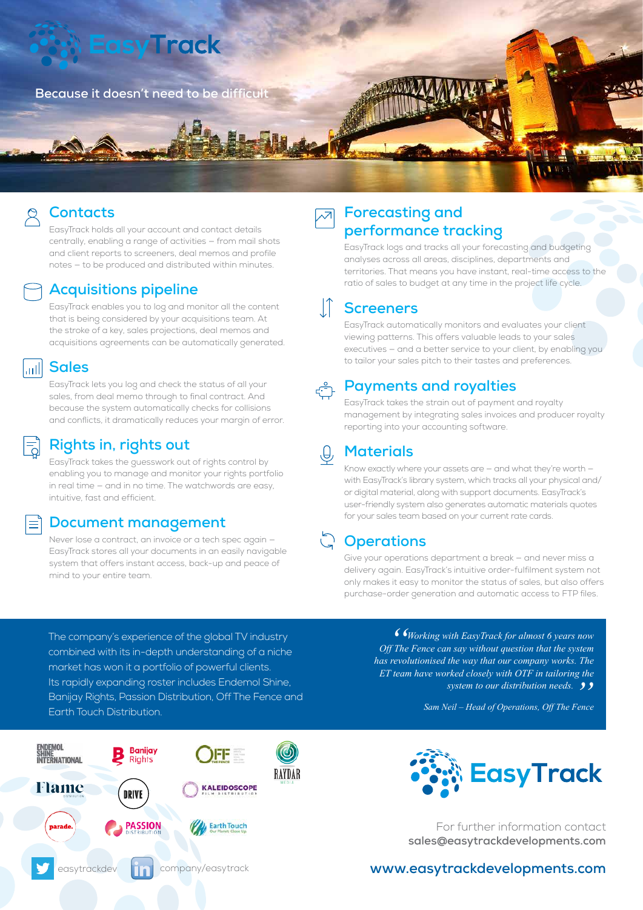# EasyTrack

Because it doesn't need to be difficult

## Contacts

EasyTrack holds all your account and contact details centrally, enabling a range of activities – from mail shots and client reports to screeners, deal memos and profile notes – to be produced and distributed within minutes.

## Acquisitions pipeline

EasyTrack enables you to log and monitor all the content that is being considered by your acquisitions team. At the stroke of a key, sales projections, deal memos and acquisitions agreements can be automatically generated.

## Sales

EasyTrack lets you log and check the status of all your sales, from deal memo through to final contract. And because the system automatically checks for collisions and conflicts, it dramatically reduces your margin of error.

## Rights in, rights out

EasyTrack takes the guesswork out of rights control by enabling you to manage and monitor your rights portfolio in real time – and in no time. The watchwords are easy, intuitive, fast and efficient.

## Document management

Never lose a contract, an invoice or a tech spec again – EasyTrack stores all your documents in an easily navigable system that offers instant access, back-up and peace of mind to your entire team.

## Forecasting and performance tracking

EasyTrack logs and tracks all your forecasting and budgeting analyses across all areas, disciplines, departments and territories. That means you have instant, real-time access to the ratio of sales to budget at any time in the project life cycle.

## Screeners

EasyTrack automatically monitors and evaluates your client viewing patterns. This offers valuable leads to your sales executives – and a better service to your client, by enabling you to tailor your sales pitch to their tastes and preferences.

## Payments and royalties

EasyTrack takes the strain out of payment and royalty management by integrating sales invoices and producer royalty reporting into your accounting software.

## Materials

Know exactly where your assets are – and what they're worth – with EasyTrack's library system, which tracks all your physical and/or digital material, along with support documents. EasyTrack's user-friendly system also generates automatic materials quotes for your sales team based on your current rate cards.

## Operations

Give your operations department a break – and never miss a delivery again. EasyTrack's intuitive order-fulfilment system not only makes it easy to monitor the status of sales, but also offers purchase-order generation and automatic access to FTP files.

The company's experience of the global TV industry combined with its in-depth understanding of a niche market has won it a portfolio of powerful clients. Its rapidly expanding roster includes Endemol Shine, Banijay Rights, Passion Distribution, Off The Fence and Earth Touch Distribution.

*"Working with EasyTrack for almost 6 years now Off The Fence can say without question that the system has revolutionised the way that our company works. The ET team have worked closely with OTF in tailoring the system to our distribution needs."*

*Sam Neil – Head of Operations, Off The Fence*

Endemol Shine International | Banijay Rights | OFF The Fence | Raydar Media | Flame Distribution | Drive | Kaleidoscope Film Distribution | parade. | Passion Distribution | Earth Touch

easytrackdev | company/easytrack

EasyTrack

For further information contact
**sales@easytrackdevelopments.com**

**www.easytrackdevelopments.com**